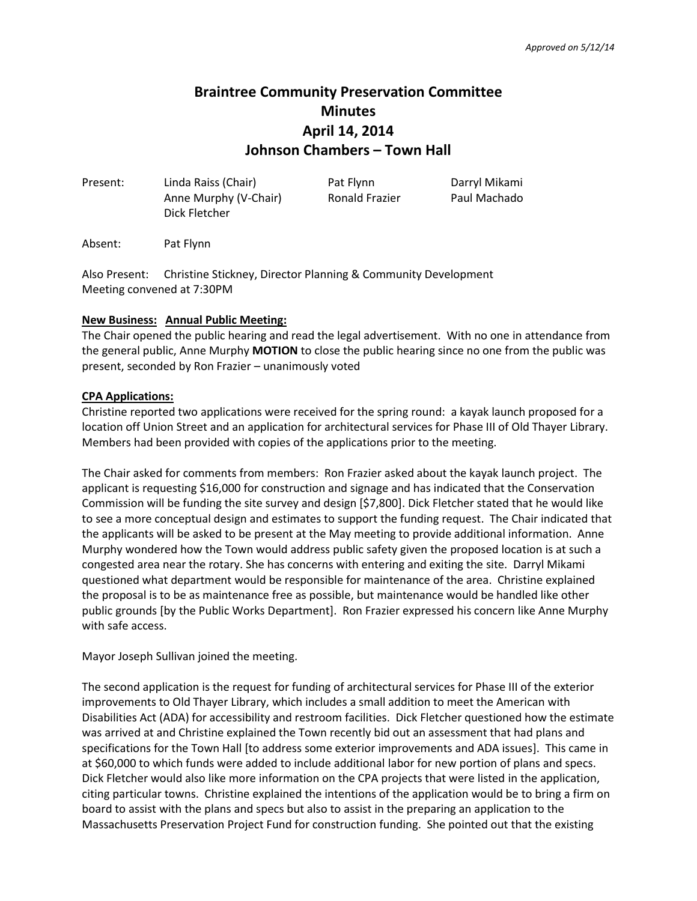*Approved on 5/12/14*

# Braintree Community Preservation Committee
# Minutes
# April 14, 2014
# Johnson Chambers – Town Hall

| | | | |
|---|---|---|---|
| Present: | Linda Raiss (Chair) | Pat Flynn | Darryl Mikami |
| | Anne Murphy (V-Chair) | Ronald Frazier | Paul Machado |
| | Dick Fletcher | | |

Absent: Pat Flynn

Also Present: Christine Stickney, Director Planning & Community Development
Meeting convened at 7:30PM

**New Business: Annual Public Meeting:**
The Chair opened the public hearing and read the legal advertisement. With no one in attendance from the general public, Anne Murphy **MOTION** to close the public hearing since no one from the public was present, seconded by Ron Frazier – unanimously voted

**CPA Applications:**
Christine reported two applications were received for the spring round: a kayak launch proposed for a location off Union Street and an application for architectural services for Phase III of Old Thayer Library. Members had been provided with copies of the applications prior to the meeting.

The Chair asked for comments from members: Ron Frazier asked about the kayak launch project. The applicant is requesting $16,000 for construction and signage and has indicated that the Conservation Commission will be funding the site survey and design [$7,800]. Dick Fletcher stated that he would like to see a more conceptual design and estimates to support the funding request. The Chair indicated that the applicants will be asked to be present at the May meeting to provide additional information. Anne Murphy wondered how the Town would address public safety given the proposed location is at such a congested area near the rotary. She has concerns with entering and exiting the site. Darryl Mikami questioned what department would be responsible for maintenance of the area. Christine explained the proposal is to be as maintenance free as possible, but maintenance would be handled like other public grounds [by the Public Works Department]. Ron Frazier expressed his concern like Anne Murphy with safe access.

Mayor Joseph Sullivan joined the meeting.

The second application is the request for funding of architectural services for Phase III of the exterior improvements to Old Thayer Library, which includes a small addition to meet the American with Disabilities Act (ADA) for accessibility and restroom facilities. Dick Fletcher questioned how the estimate was arrived at and Christine explained the Town recently bid out an assessment that had plans and specifications for the Town Hall [to address some exterior improvements and ADA issues]. This came in at $60,000 to which funds were added to include additional labor for new portion of plans and specs. Dick Fletcher would also like more information on the CPA projects that were listed in the application, citing particular towns. Christine explained the intentions of the application would be to bring a firm on board to assist with the plans and specs but also to assist in the preparing an application to the Massachusetts Preservation Project Fund for construction funding. She pointed out that the existing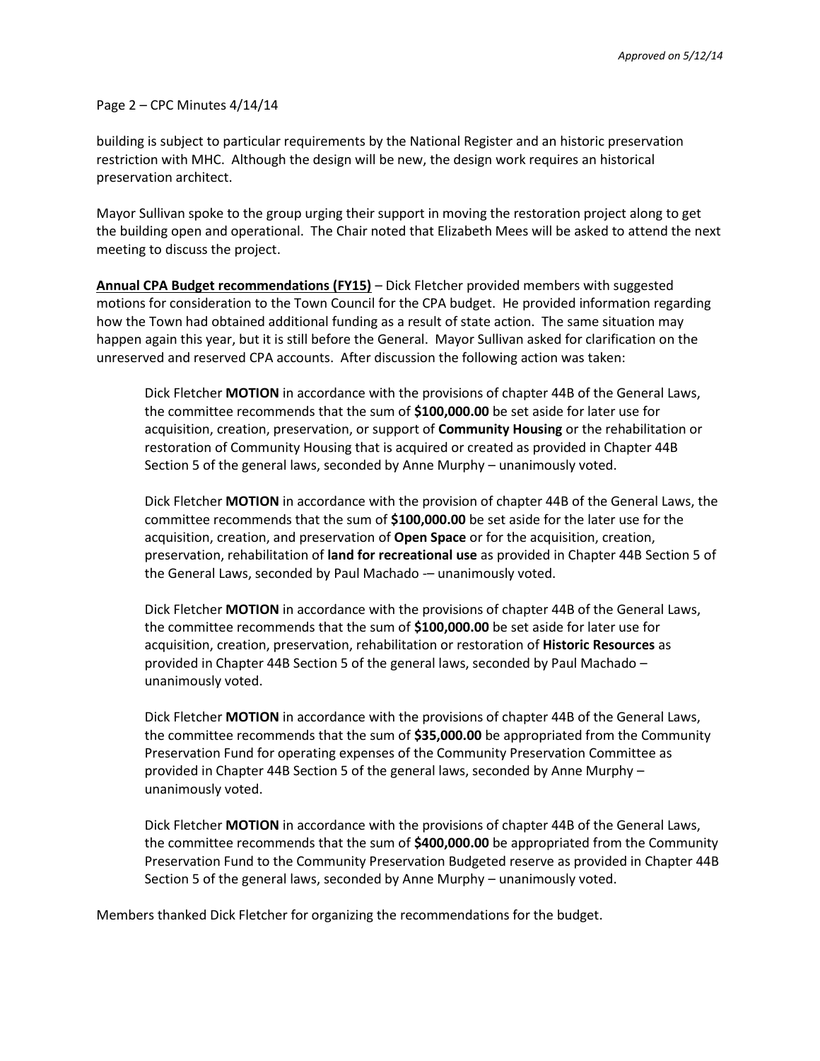building is subject to particular requirements by the National Register and an historic preservation restriction with MHC. Although the design will be new, the design work requires an historical preservation architect.

Mayor Sullivan spoke to the group urging their support in moving the restoration project along to get the building open and operational. The Chair noted that Elizabeth Mees will be asked to attend the next meeting to discuss the project.

**Annual CPA Budget recommendations (FY15)** – Dick Fletcher provided members with suggested motions for consideration to the Town Council for the CPA budget. He provided information regarding how the Town had obtained additional funding as a result of state action. The same situation may happen again this year, but it is still before the General. Mayor Sullivan asked for clarification on the unreserved and reserved CPA accounts. After discussion the following action was taken:

> Dick Fletcher **MOTION** in accordance with the provisions of chapter 44B of the General Laws, the committee recommends that the sum of **$100,000.00** be set aside for later use for acquisition, creation, preservation, or support of **Community Housing** or the rehabilitation or restoration of Community Housing that is acquired or created as provided in Chapter 44B Section 5 of the general laws, seconded by Anne Murphy – unanimously voted.
>
> Dick Fletcher **MOTION** in accordance with the provision of chapter 44B of the General Laws, the committee recommends that the sum of **$100,000.00** be set aside for the later use for the acquisition, creation, and preservation of **Open Space** or for the acquisition, creation, preservation, rehabilitation of **land for recreational use** as provided in Chapter 44B Section 5 of the General Laws, seconded by Paul Machado -– unanimously voted.
>
> Dick Fletcher **MOTION** in accordance with the provisions of chapter 44B of the General Laws, the committee recommends that the sum of **$100,000.00** be set aside for later use for acquisition, creation, preservation, rehabilitation or restoration of **Historic Resources** as provided in Chapter 44B Section 5 of the general laws, seconded by Paul Machado – unanimously voted.
>
> Dick Fletcher **MOTION** in accordance with the provisions of chapter 44B of the General Laws, the committee recommends that the sum of **$35,000.00** be appropriated from the Community Preservation Fund for operating expenses of the Community Preservation Committee as provided in Chapter 44B Section 5 of the general laws, seconded by Anne Murphy – unanimously voted.
>
> Dick Fletcher **MOTION** in accordance with the provisions of chapter 44B of the General Laws, the committee recommends that the sum of **$400,000.00** be appropriated from the Community Preservation Fund to the Community Preservation Budgeted reserve as provided in Chapter 44B Section 5 of the general laws, seconded by Anne Murphy – unanimously voted.

Members thanked Dick Fletcher for organizing the recommendations for the budget.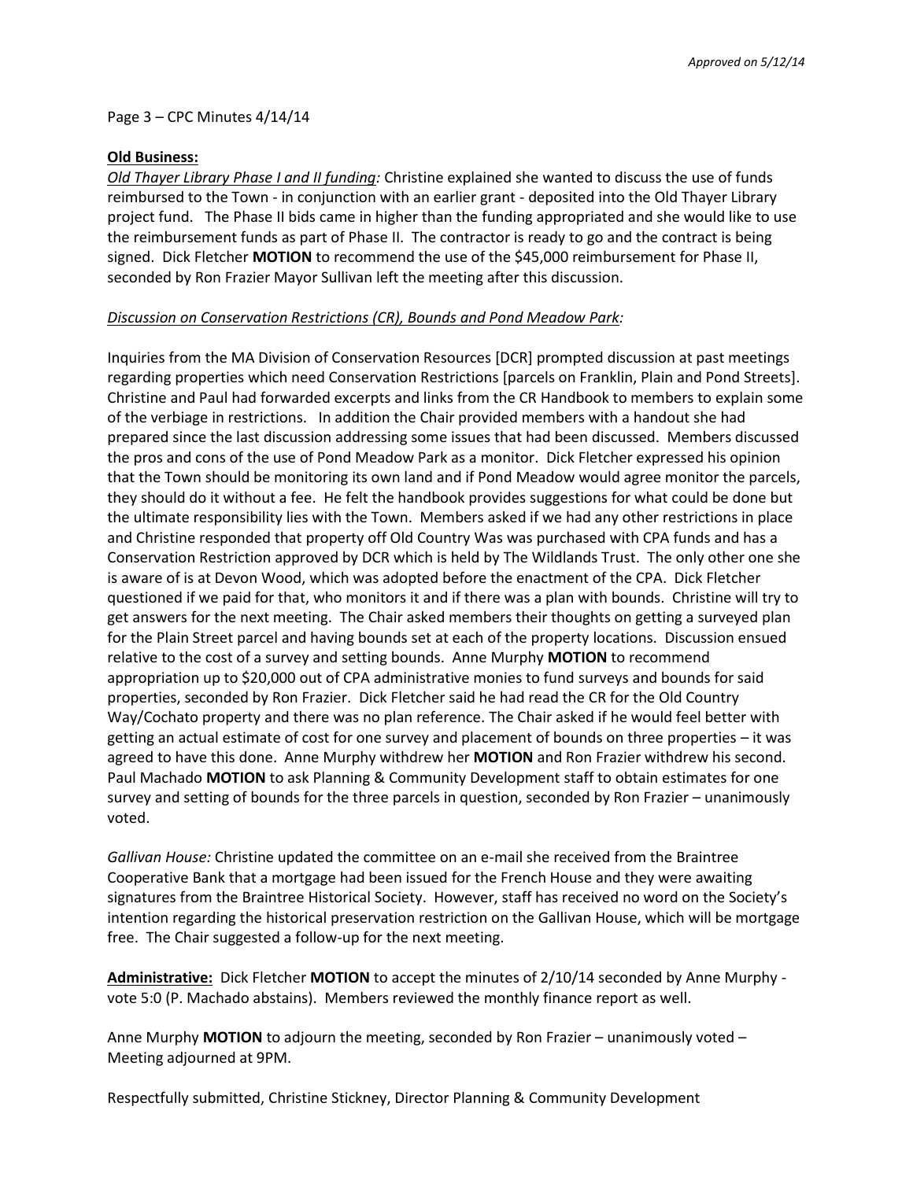Approved on 5/12/14

Page 3 – CPC Minutes 4/14/14

**Old Business:**

*Old Thayer Library Phase I and II funding:* Christine explained she wanted to discuss the use of funds reimbursed to the Town - in conjunction with an earlier grant - deposited into the Old Thayer Library project fund. The Phase II bids came in higher than the funding appropriated and she would like to use the reimbursement funds as part of Phase II. The contractor is ready to go and the contract is being signed. Dick Fletcher **MOTION** to recommend the use of the $45,000 reimbursement for Phase II, seconded by Ron Frazier Mayor Sullivan left the meeting after this discussion.

*Discussion on Conservation Restrictions (CR), Bounds and Pond Meadow Park:*

Inquiries from the MA Division of Conservation Resources [DCR] prompted discussion at past meetings regarding properties which need Conservation Restrictions [parcels on Franklin, Plain and Pond Streets]. Christine and Paul had forwarded excerpts and links from the CR Handbook to members to explain some of the verbiage in restrictions. In addition the Chair provided members with a handout she had prepared since the last discussion addressing some issues that had been discussed. Members discussed the pros and cons of the use of Pond Meadow Park as a monitor. Dick Fletcher expressed his opinion that the Town should be monitoring its own land and if Pond Meadow would agree monitor the parcels, they should do it without a fee. He felt the handbook provides suggestions for what could be done but the ultimate responsibility lies with the Town. Members asked if we had any other restrictions in place and Christine responded that property off Old Country Was was purchased with CPA funds and has a Conservation Restriction approved by DCR which is held by The Wildlands Trust. The only other one she is aware of is at Devon Wood, which was adopted before the enactment of the CPA. Dick Fletcher questioned if we paid for that, who monitors it and if there was a plan with bounds. Christine will try to get answers for the next meeting. The Chair asked members their thoughts on getting a surveyed plan for the Plain Street parcel and having bounds set at each of the property locations. Discussion ensued relative to the cost of a survey and setting bounds. Anne Murphy **MOTION** to recommend appropriation up to $20,000 out of CPA administrative monies to fund surveys and bounds for said properties, seconded by Ron Frazier. Dick Fletcher said he had read the CR for the Old Country Way/Cochato property and there was no plan reference. The Chair asked if he would feel better with getting an actual estimate of cost for one survey and placement of bounds on three properties – it was agreed to have this done. Anne Murphy withdrew her **MOTION** and Ron Frazier withdrew his second. Paul Machado **MOTION** to ask Planning & Community Development staff to obtain estimates for one survey and setting of bounds for the three parcels in question, seconded by Ron Frazier – unanimously voted.

*Gallivan House:* Christine updated the committee on an e-mail she received from the Braintree Cooperative Bank that a mortgage had been issued for the French House and they were awaiting signatures from the Braintree Historical Society. However, staff has received no word on the Society's intention regarding the historical preservation restriction on the Gallivan House, which will be mortgage free. The Chair suggested a follow-up for the next meeting.

**Administrative:** Dick Fletcher **MOTION** to accept the minutes of 2/10/14 seconded by Anne Murphy - vote 5:0 (P. Machado abstains). Members reviewed the monthly finance report as well.

Anne Murphy **MOTION** to adjourn the meeting, seconded by Ron Frazier – unanimously voted – Meeting adjourned at 9PM.

Respectfully submitted, Christine Stickney, Director Planning & Community Development